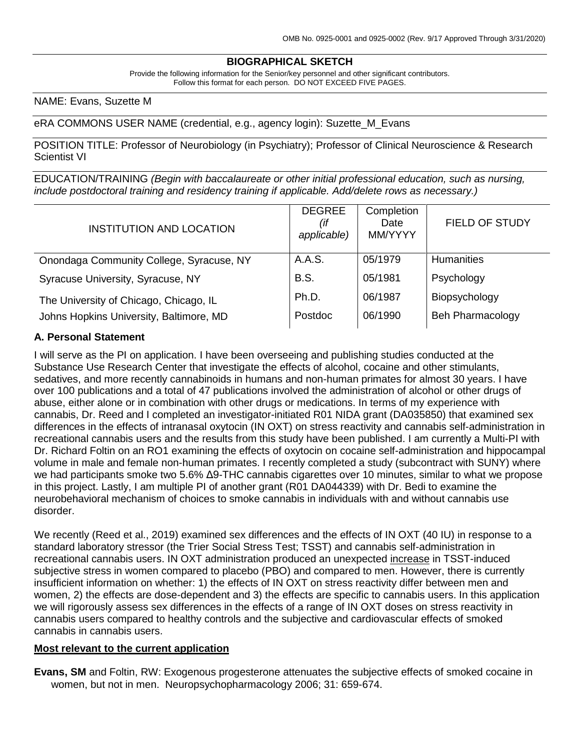OMB No. 0925-0001 and 0925-0002 (Rev. 9/17 Approved Through 3/31/2020)

# BIOGRAPHICAL SKETCH

Provide the following information for the Senior/key personnel and other significant contributors.
Follow this format for each person. DO NOT EXCEED FIVE PAGES.

NAME: Evans, Suzette M

eRA COMMONS USER NAME (credential, e.g., agency login): Suzette_M_Evans

POSITION TITLE: Professor of Neurobiology (in Psychiatry); Professor of Clinical Neuroscience & Research Scientist VI

EDUCATION/TRAINING *(Begin with baccalaureate or other initial professional education, such as nursing, include postdoctoral training and residency training if applicable. Add/delete rows as necessary.)*

| INSTITUTION AND LOCATION | DEGREE *(if applicable)* | Completion Date MM/YYYY | FIELD OF STUDY |
|---|---|---|---|
| Onondaga Community College, Syracuse, NY | A.A.S. | 05/1979 | Humanities |
| Syracuse University, Syracuse, NY | B.S. | 05/1981 | Psychology |
| The University of Chicago, Chicago, IL | Ph.D. | 06/1987 | Biopsychology |
| Johns Hopkins University, Baltimore, MD | Postdoc | 06/1990 | Beh Pharmacology |

## A. Personal Statement

I will serve as the PI on application. I have been overseeing and publishing studies conducted at the Substance Use Research Center that investigate the effects of alcohol, cocaine and other stimulants, sedatives, and more recently cannabinoids in humans and non-human primates for almost 30 years. I have over 100 publications and a total of 47 publications involved the administration of alcohol or other drugs of abuse, either alone or in combination with other drugs or medications. In terms of my experience with cannabis, Dr. Reed and I completed an investigator-initiated R01 NIDA grant (DA035850) that examined sex differences in the effects of intranasal oxytocin (IN OXT) on stress reactivity and cannabis self-administration in recreational cannabis users and the results from this study have been published. I am currently a Multi-PI with Dr. Richard Foltin on an RO1 examining the effects of oxytocin on cocaine self-administration and hippocampal volume in male and female non-human primates. I recently completed a study (subcontract with SUNY) where we had participants smoke two 5.6% Δ9-THC cannabis cigarettes over 10 minutes, similar to what we propose in this project. Lastly, I am multiple PI of another grant (R01 DA044339) with Dr. Bedi to examine the neurobehavioral mechanism of choices to smoke cannabis in individuals with and without cannabis use disorder.

We recently (Reed et al., 2019) examined sex differences and the effects of IN OXT (40 IU) in response to a standard laboratory stressor (the Trier Social Stress Test; TSST) and cannabis self-administration in recreational cannabis users. IN OXT administration produced an unexpected <u>increase</u> in TSST-induced subjective stress in women compared to placebo (PBO) and compared to men. However, there is currently insufficient information on whether: 1) the effects of IN OXT on stress reactivity differ between men and women, 2) the effects are dose-dependent and 3) the effects are specific to cannabis users. In this application we will rigorously assess sex differences in the effects of a range of IN OXT doses on stress reactivity in cannabis users compared to healthy controls and the subjective and cardiovascular effects of smoked cannabis in cannabis users.

**<u>Most relevant to the current application</u>**

**Evans, SM** and Foltin, RW: Exogenous progesterone attenuates the subjective effects of smoked cocaine in women, but not in men. Neuropsychopharmacology 2006; 31: 659-674.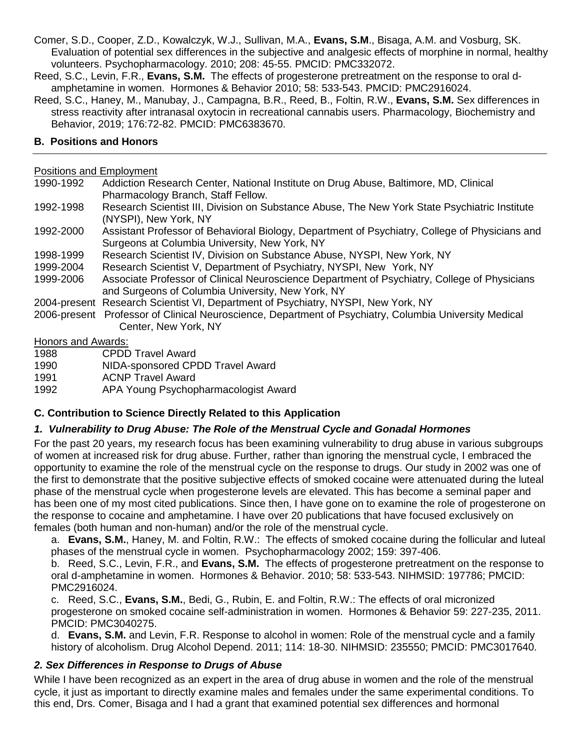Comer, S.D., Cooper, Z.D., Kowalczyk, W.J., Sullivan, M.A., **Evans, S.M**., Bisaga, A.M. and Vosburg, SK. Evaluation of potential sex differences in the subjective and analgesic effects of morphine in normal, healthy volunteers. Psychopharmacology. 2010; 208: 45-55. PMCID: PMC332072.

Reed, S.C., Levin, F.R., **Evans, S.M.** The effects of progesterone pretreatment on the response to oral d-amphetamine in women. Hormones & Behavior 2010; 58: 533-543. PMCID: PMC2916024.

Reed, S.C., Haney, M., Manubay, J., Campagna, B.R., Reed, B., Foltin, R.W., **Evans, S.M.** Sex differences in stress reactivity after intranasal oxytocin in recreational cannabis users. Pharmacology, Biochemistry and Behavior, 2019; 176:72-82. PMCID: PMC6383670.

## B. Positions and Honors

Positions and Employment

| | |
|---|---|
| 1990-1992 | Addiction Research Center, National Institute on Drug Abuse, Baltimore, MD, Clinical Pharmacology Branch, Staff Fellow. |
| 1992-1998 | Research Scientist III, Division on Substance Abuse, The New York State Psychiatric Institute (NYSPI), New York, NY |
| 1992-2000 | Assistant Professor of Behavioral Biology, Department of Psychiatry, College of Physicians and Surgeons at Columbia University, New York, NY |
| 1998-1999 | Research Scientist IV, Division on Substance Abuse, NYSPI, New York, NY |
| 1999-2004 | Research Scientist V, Department of Psychiatry, NYSPI, New York, NY |
| 1999-2006 | Associate Professor of Clinical Neuroscience Department of Psychiatry, College of Physicians and Surgeons of Columbia University, New York, NY |
| 2004-present | Research Scientist VI, Department of Psychiatry, NYSPI, New York, NY |
| 2006-present | Professor of Clinical Neuroscience, Department of Psychiatry, Columbia University Medical Center, New York, NY |

Honors and Awards:

| | |
|---|---|
| 1988 | CPDD Travel Award |
| 1990 | NIDA-sponsored CPDD Travel Award |
| 1991 | ACNP Travel Award |
| 1992 | APA Young Psychopharmacologist Award |

## C. Contribution to Science Directly Related to this Application

### *1. Vulnerability to Drug Abuse: The Role of the Menstrual Cycle and Gonadal Hormones*

For the past 20 years, my research focus has been examining vulnerability to drug abuse in various subgroups of women at increased risk for drug abuse. Further, rather than ignoring the menstrual cycle, I embraced the opportunity to examine the role of the menstrual cycle on the response to drugs. Our study in 2002 was one of the first to demonstrate that the positive subjective effects of smoked cocaine were attenuated during the luteal phase of the menstrual cycle when progesterone levels are elevated. This has become a seminal paper and has been one of my most cited publications. Since then, I have gone on to examine the role of progesterone on the response to cocaine and amphetamine. I have over 20 publications that have focused exclusively on females (both human and non-human) and/or the role of the menstrual cycle.

a. **Evans, S.M.**, Haney, M. and Foltin, R.W.: The effects of smoked cocaine during the follicular and luteal phases of the menstrual cycle in women. Psychopharmacology 2002; 159: 397-406.

b. Reed, S.C., Levin, F.R., and **Evans, S.M.** The effects of progesterone pretreatment on the response to oral d-amphetamine in women. Hormones & Behavior. 2010; 58: 533-543. NIHMSID: 197786; PMCID: PMC2916024.

c. Reed, S.C., **Evans, S.M.**, Bedi, G., Rubin, E. and Foltin, R.W.: The effects of oral micronized progesterone on smoked cocaine self-administration in women. Hormones & Behavior 59: 227-235, 2011. PMCID: PMC3040275.

d. **Evans, S.M.** and Levin, F.R. Response to alcohol in women: Role of the menstrual cycle and a family history of alcoholism. Drug Alcohol Depend. 2011; 114: 18-30. NIHMSID: 235550; PMCID: PMC3017640.

### *2. Sex Differences in Response to Drugs of Abuse*

While I have been recognized as an expert in the area of drug abuse in women and the role of the menstrual cycle, it just as important to directly examine males and females under the same experimental conditions. To this end, Drs. Comer, Bisaga and I had a grant that examined potential sex differences and hormonal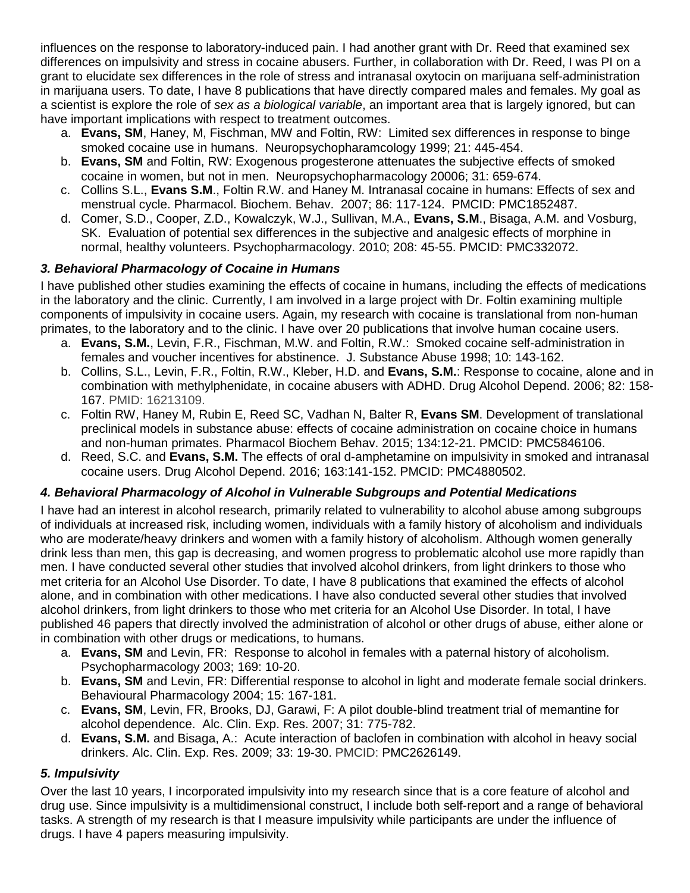influences on the response to laboratory-induced pain. I had another grant with Dr. Reed that examined sex differences on impulsivity and stress in cocaine abusers. Further, in collaboration with Dr. Reed, I was PI on a grant to elucidate sex differences in the role of stress and intranasal oxytocin on marijuana self-administration in marijuana users. To date, I have 8 publications that have directly compared males and females. My goal as a scientist is explore the role of *sex as a biological variable*, an important area that is largely ignored, but can have important implications with respect to treatment outcomes.

a. **Evans, SM**, Haney, M, Fischman, MW and Foltin, RW: Limited sex differences in response to binge smoked cocaine use in humans. Neuropsychopharamcology 1999; 21: 445-454.
b. **Evans, SM** and Foltin, RW: Exogenous progesterone attenuates the subjective effects of smoked cocaine in women, but not in men. Neuropsychopharmacology 20006; 31: 659-674.
c. Collins S.L., **Evans S.M**., Foltin R.W. and Haney M. Intranasal cocaine in humans: Effects of sex and menstrual cycle. Pharmacol. Biochem. Behav. 2007; 86: 117-124. PMCID: PMC1852487.
d. Comer, S.D., Cooper, Z.D., Kowalczyk, W.J., Sullivan, M.A., **Evans, S.M**., Bisaga, A.M. and Vosburg, SK. Evaluation of potential sex differences in the subjective and analgesic effects of morphine in normal, healthy volunteers. Psychopharmacology. 2010; 208: 45-55. PMCID: PMC332072.

### *3. Behavioral Pharmacology of Cocaine in Humans*

I have published other studies examining the effects of cocaine in humans, including the effects of medications in the laboratory and the clinic. Currently, I am involved in a large project with Dr. Foltin examining multiple components of impulsivity in cocaine users. Again, my research with cocaine is translational from non-human primates, to the laboratory and to the clinic. I have over 20 publications that involve human cocaine users.

a. **Evans, S.M.**, Levin, F.R., Fischman, M.W. and Foltin, R.W.: Smoked cocaine self-administration in females and voucher incentives for abstinence. J. Substance Abuse 1998; 10: 143-162.
b. Collins, S.L., Levin, F.R., Foltin, R.W., Kleber, H.D. and **Evans, S.M.**: Response to cocaine, alone and in combination with methylphenidate, in cocaine abusers with ADHD. Drug Alcohol Depend. 2006; 82: 158-167. PMID: 16213109.
c. Foltin RW, Haney M, Rubin E, Reed SC, Vadhan N, Balter R, **Evans SM**. Development of translational preclinical models in substance abuse: effects of cocaine administration on cocaine choice in humans and non-human primates. Pharmacol Biochem Behav. 2015; 134:12-21. PMCID: PMC5846106.
d. Reed, S.C. and **Evans, S.M.** The effects of oral d-amphetamine on impulsivity in smoked and intranasal cocaine users. Drug Alcohol Depend. 2016; 163:141-152. PMCID: PMC4880502.

### *4. Behavioral Pharmacology of Alcohol in Vulnerable Subgroups and Potential Medications*

I have had an interest in alcohol research, primarily related to vulnerability to alcohol abuse among subgroups of individuals at increased risk, including women, individuals with a family history of alcoholism and individuals who are moderate/heavy drinkers and women with a family history of alcoholism. Although women generally drink less than men, this gap is decreasing, and women progress to problematic alcohol use more rapidly than men. I have conducted several other studies that involved alcohol drinkers, from light drinkers to those who met criteria for an Alcohol Use Disorder. To date, I have 8 publications that examined the effects of alcohol alone, and in combination with other medications. I have also conducted several other studies that involved alcohol drinkers, from light drinkers to those who met criteria for an Alcohol Use Disorder. In total, I have published 46 papers that directly involved the administration of alcohol or other drugs of abuse, either alone or in combination with other drugs or medications, to humans.

a. **Evans, SM** and Levin, FR: Response to alcohol in females with a paternal history of alcoholism. Psychopharmacology 2003; 169: 10-20.
b. **Evans, SM** and Levin, FR: Differential response to alcohol in light and moderate female social drinkers. Behavioural Pharmacology 2004; 15: 167-181.
c. **Evans, SM**, Levin, FR, Brooks, DJ, Garawi, F: A pilot double-blind treatment trial of memantine for alcohol dependence. Alc. Clin. Exp. Res. 2007; 31: 775-782.
d. **Evans, S.M.** and Bisaga, A.: Acute interaction of baclofen in combination with alcohol in heavy social drinkers. Alc. Clin. Exp. Res. 2009; 33: 19-30. PMCID: PMC2626149.

### *5. Impulsivity*

Over the last 10 years, I incorporated impulsivity into my research since that is a core feature of alcohol and drug use. Since impulsivity is a multidimensional construct, I include both self-report and a range of behavioral tasks. A strength of my research is that I measure impulsivity while participants are under the influence of drugs. I have 4 papers measuring impulsivity.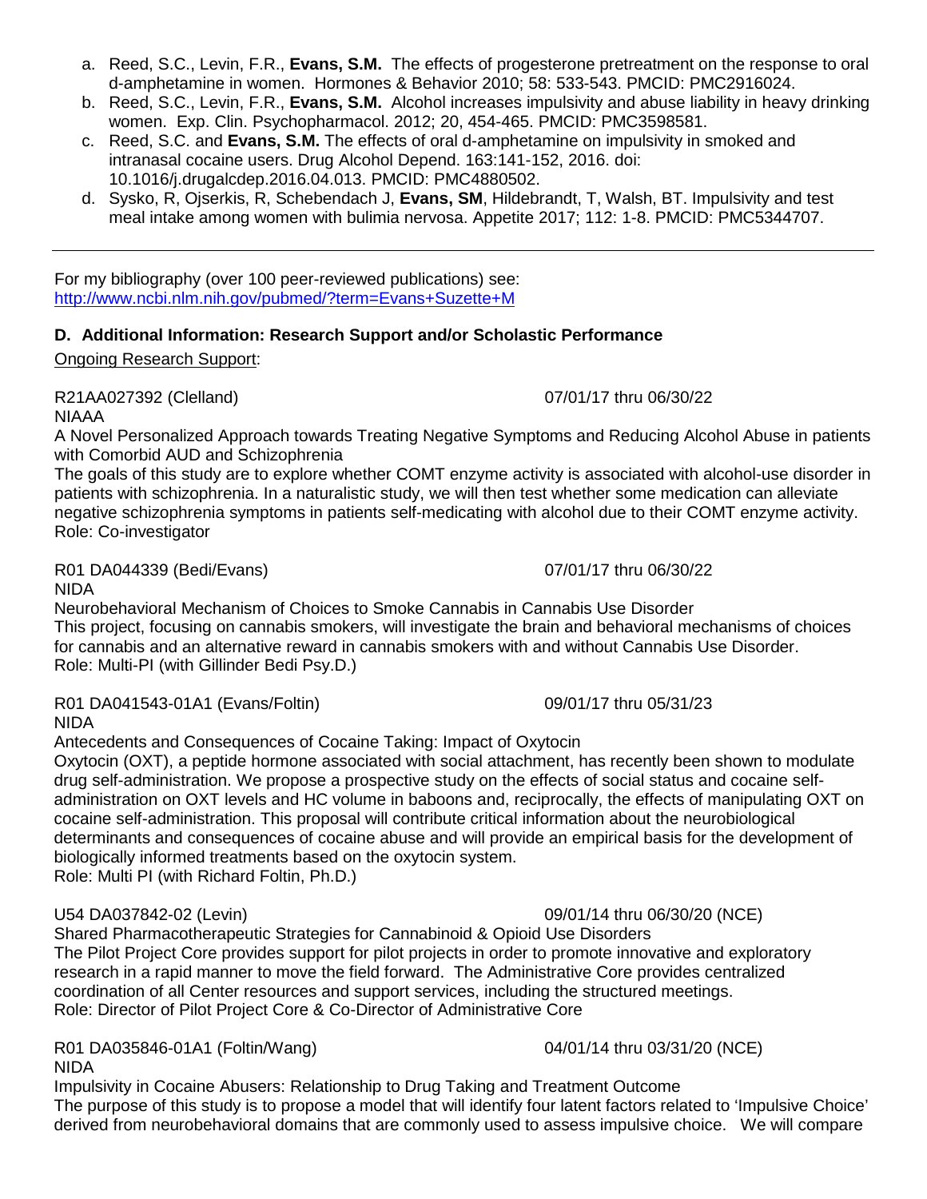a. Reed, S.C., Levin, F.R., **Evans, S.M.** The effects of progesterone pretreatment on the response to oral d-amphetamine in women. Hormones & Behavior 2010; 58: 533-543. PMCID: PMC2916024.
b. Reed, S.C., Levin, F.R., **Evans, S.M.** Alcohol increases impulsivity and abuse liability in heavy drinking women. Exp. Clin. Psychopharmacol. 2012; 20, 454-465. PMCID: PMC3598581.
c. Reed, S.C. and **Evans, S.M.** The effects of oral d-amphetamine on impulsivity in smoked and intranasal cocaine users. Drug Alcohol Depend. 163:141-152, 2016. doi: 10.1016/j.drugalcdep.2016.04.013. PMCID: PMC4880502.
d. Sysko, R, Ojserkis, R, Schebendach J, **Evans, SM**, Hildebrandt, T, Walsh, BT. Impulsivity and test meal intake among women with bulimia nervosa. Appetite 2017; 112: 1-8. PMCID: PMC5344707.

---

For my bibliography (over 100 peer-reviewed publications) see:
[http://www.ncbi.nlm.nih.gov/pubmed/?term=Evans+Suzette+M](http://www.ncbi.nlm.nih.gov/pubmed/?term=Evans+Suzette+M)

### D. Additional Information: Research Support and/or Scholastic Performance

Ongoing Research Support:

R21AA027392 (Clelland) 07/01/17 thru 06/30/22
NIAAA
A Novel Personalized Approach towards Treating Negative Symptoms and Reducing Alcohol Abuse in patients with Comorbid AUD and Schizophrenia
The goals of this study are to explore whether COMT enzyme activity is associated with alcohol-use disorder in patients with schizophrenia. In a naturalistic study, we will then test whether some medication can alleviate negative schizophrenia symptoms in patients self-medicating with alcohol due to their COMT enzyme activity.
Role: Co-investigator

R01 DA044339 (Bedi/Evans) 07/01/17 thru 06/30/22
NIDA
Neurobehavioral Mechanism of Choices to Smoke Cannabis in Cannabis Use Disorder
This project, focusing on cannabis smokers, will investigate the brain and behavioral mechanisms of choices for cannabis and an alternative reward in cannabis smokers with and without Cannabis Use Disorder.
Role: Multi-PI (with Gillinder Bedi Psy.D.)

R01 DA041543-01A1 (Evans/Foltin) 09/01/17 thru 05/31/23
NIDA
Antecedents and Consequences of Cocaine Taking: Impact of Oxytocin
Oxytocin (OXT), a peptide hormone associated with social attachment, has recently been shown to modulate drug self-administration. We propose a prospective study on the effects of social status and cocaine self-administration on OXT levels and HC volume in baboons and, reciprocally, the effects of manipulating OXT on cocaine self-administration. This proposal will contribute critical information about the neurobiological determinants and consequences of cocaine abuse and will provide an empirical basis for the development of biologically informed treatments based on the oxytocin system.
Role: Multi PI (with Richard Foltin, Ph.D.)

U54 DA037842-02 (Levin) 09/01/14 thru 06/30/20 (NCE)
Shared Pharmacotherapeutic Strategies for Cannabinoid & Opioid Use Disorders
The Pilot Project Core provides support for pilot projects in order to promote innovative and exploratory research in a rapid manner to move the field forward. The Administrative Core provides centralized coordination of all Center resources and support services, including the structured meetings.
Role: Director of Pilot Project Core & Co-Director of Administrative Core

R01 DA035846-01A1 (Foltin/Wang) 04/01/14 thru 03/31/20 (NCE)
NIDA
Impulsivity in Cocaine Abusers: Relationship to Drug Taking and Treatment Outcome
The purpose of this study is to propose a model that will identify four latent factors related to 'Impulsive Choice' derived from neurobehavioral domains that are commonly used to assess impulsive choice. We will compare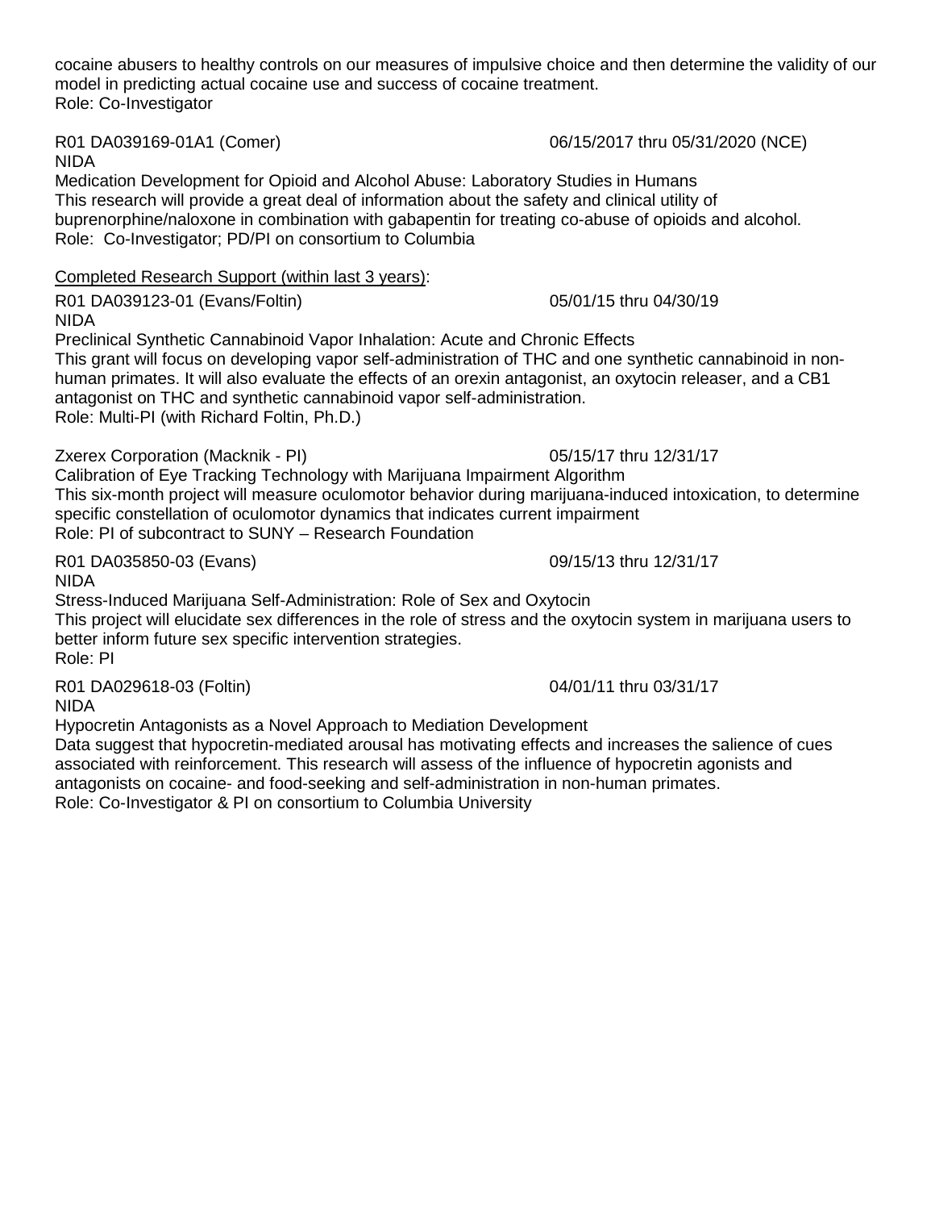cocaine abusers to healthy controls on our measures of impulsive choice and then determine the validity of our model in predicting actual cocaine use and success of cocaine treatment.
Role: Co-Investigator

R01 DA039169-01A1 (Comer) 06/15/2017 thru 05/31/2020 (NCE)
NIDA
Medication Development for Opioid and Alcohol Abuse: Laboratory Studies in Humans
This research will provide a great deal of information about the safety and clinical utility of buprenorphine/naloxone in combination with gabapentin for treating co-abuse of opioids and alcohol.
Role: Co-Investigator; PD/PI on consortium to Columbia

<u>Completed Research Support (within last 3 years)</u>:

R01 DA039123-01 (Evans/Foltin) 05/01/15 thru 04/30/19
NIDA
Preclinical Synthetic Cannabinoid Vapor Inhalation: Acute and Chronic Effects
This grant will focus on developing vapor self-administration of THC and one synthetic cannabinoid in non-human primates. It will also evaluate the effects of an orexin antagonist, an oxytocin releaser, and a CB1 antagonist on THC and synthetic cannabinoid vapor self-administration.
Role: Multi-PI (with Richard Foltin, Ph.D.)

Zxerex Corporation (Macknik - PI) 05/15/17 thru 12/31/17
Calibration of Eye Tracking Technology with Marijuana Impairment Algorithm
This six-month project will measure oculomotor behavior during marijuana-induced intoxication, to determine specific constellation of oculomotor dynamics that indicates current impairment
Role: PI of subcontract to SUNY – Research Foundation

R01 DA035850-03 (Evans) 09/15/13 thru 12/31/17
NIDA
Stress-Induced Marijuana Self-Administration: Role of Sex and Oxytocin
This project will elucidate sex differences in the role of stress and the oxytocin system in marijuana users to better inform future sex specific intervention strategies.
Role: PI

R01 DA029618-03 (Foltin) 04/01/11 thru 03/31/17
NIDA
Hypocretin Antagonists as a Novel Approach to Mediation Development
Data suggest that hypocretin-mediated arousal has motivating effects and increases the salience of cues associated with reinforcement. This research will assess of the influence of hypocretin agonists and antagonists on cocaine- and food-seeking and self-administration in non-human primates.
Role: Co-Investigator & PI on consortium to Columbia University